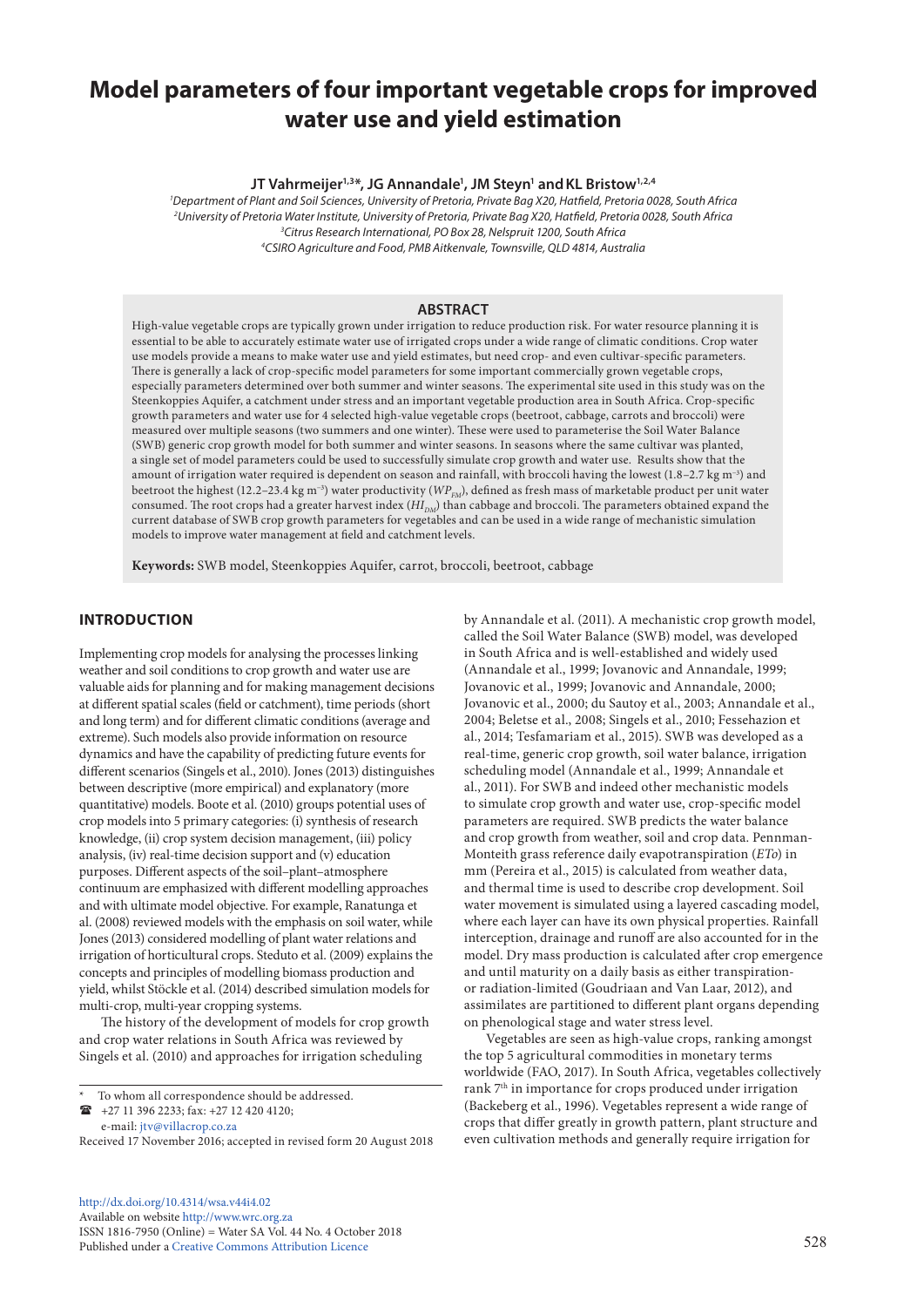# Model parameters of four important vegetable crops for improved water use and yield estimation

**JT Vahrmeijer[1,3]*, JG Annandale[1], JM Steyn[1] and KL Bristow[1,2,4]**

[1]*Department of Plant and Soil Sciences, University of Pretoria, Private Bag X20, Hatfield, Pretoria 0028, South Africa*
[2]*University of Pretoria Water Institute, University of Pretoria, Private Bag X20, Hatfield, Pretoria 0028, South Africa*
[3]*Citrus Research International, PO Box 28, Nelspruit 1200, South Africa*
[4]*CSIRO Agriculture and Food, PMB Aitkenvale, Townsville, QLD 4814, Australia*

## ABSTRACT

High-value vegetable crops are typically grown under irrigation to reduce production risk. For water resource planning it is essential to be able to accurately estimate water use of irrigated crops under a wide range of climatic conditions. Crop water use models provide a means to make water use and yield estimates, but need crop- and even cultivar-specific parameters. There is generally a lack of crop-specific model parameters for some important commercially grown vegetable crops, especially parameters determined over both summer and winter seasons. The experimental site used in this study was on the Steenkoppies Aquifer, a catchment under stress and an important vegetable production area in South Africa. Crop-specific growth parameters and water use for 4 selected high-value vegetable crops (beetroot, cabbage, carrots and broccoli) were measured over multiple seasons (two summers and one winter). These were used to parameterise the Soil Water Balance (SWB) generic crop growth model for both summer and winter seasons. In seasons where the same cultivar was planted, a single set of model parameters could be used to successfully simulate crop growth and water use. Results show that the amount of irrigation water required is dependent on season and rainfall, with broccoli having the lowest (1.8–2.7 kg m⁻³) and beetroot the highest (12.2–23.4 kg m⁻³) water productivity ($WP_{FM}$), defined as fresh mass of marketable product per unit water consumed. The root crops had a greater harvest index ($HI_{DM}$) than cabbage and broccoli. The parameters obtained expand the current database of SWB crop growth parameters for vegetables and can be used in a wide range of mechanistic simulation models to improve water management at field and catchment levels.

**Keywords:** SWB model, Steenkoppies Aquifer, carrot, broccoli, beetroot, cabbage

## INTRODUCTION

Implementing crop models for analysing the processes linking weather and soil conditions to crop growth and water use are valuable aids for planning and for making management decisions at different spatial scales (field or catchment), time periods (short and long term) and for different climatic conditions (average and extreme). Such models also provide information on resource dynamics and have the capability of predicting future events for different scenarios (Singels et al., 2010). Jones (2013) distinguishes between descriptive (more empirical) and explanatory (more quantitative) models. Boote et al. (2010) groups potential uses of crop models into 5 primary categories: (i) synthesis of research knowledge, (ii) crop system decision management, (iii) policy analysis, (iv) real-time decision support and (v) education purposes. Different aspects of the soil–plant–atmosphere continuum are emphasized with different modelling approaches and with ultimate model objective. For example, Ranatunga et al. (2008) reviewed models with the emphasis on soil water, while Jones (2013) considered modelling of plant water relations and irrigation of horticultural crops. Steduto et al. (2009) explains the concepts and principles of modelling biomass production and yield, whilst Stöckle et al. (2014) described simulation models for multi-crop, multi-year cropping systems.

The history of the development of models for crop growth and crop water relations in South Africa was reviewed by Singels et al. (2010) and approaches for irrigation scheduling by Annandale et al. (2011). A mechanistic crop growth model, called the Soil Water Balance (SWB) model, was developed in South Africa and is well-established and widely used (Annandale et al., 1999; Jovanovic and Annandale, 1999; Jovanovic et al., 1999; Jovanovic and Annandale, 2000; Jovanovic et al., 2000; du Sautoy et al., 2003; Annandale et al., 2004; Beletse et al., 2008; Singels et al., 2010; Fessehazion et al., 2014; Tesfamariam et al., 2015). SWB was developed as a real-time, generic crop growth, soil water balance, irrigation scheduling model (Annandale et al., 1999; Annandale et al., 2011). For SWB and indeed other mechanistic models to simulate crop growth and water use, crop-specific model parameters are required. SWB predicts the water balance and crop growth from weather, soil and crop data. Penman-Monteith grass reference daily evapotranspiration ($ETo$) in mm (Pereira et al., 2015) is calculated from weather data, and thermal time is used to describe crop development. Soil water movement is simulated using a layered cascading model, where each layer can have its own physical properties. Rainfall interception, drainage and runoff are also accounted for in the model. Dry mass production is calculated after crop emergence and until maturity on a daily basis as either transpiration- or radiation-limited (Goudriaan and Van Laar, 2012), and assimilates are partitioned to different plant organs depending on phenological stage and water stress level.

Vegetables are seen as high-value crops, ranking amongst the top 5 agricultural commodities in monetary terms worldwide (FAO, 2017). In South Africa, vegetables collectively rank 7th in importance for crops produced under irrigation (Backeberg et al., 1996). Vegetables represent a wide range of crops that differ greatly in growth pattern, plant structure and even cultivation methods and generally require irrigation for

\* To whom all correspondence should be addressed.
☎ +27 11 396 2233; fax: +27 12 420 4120;
e-mail: jtv@villacrop.co.za

Received 17 November 2016; accepted in revised form 20 August 2018

http://dx.doi.org/10.4314/wsa.v44i4.02
Available on website http://www.wrc.org.za
ISSN 1816-7950 (Online) = Water SA Vol. 44 No. 4 October 2018
Published under a Creative Commons Attribution Licence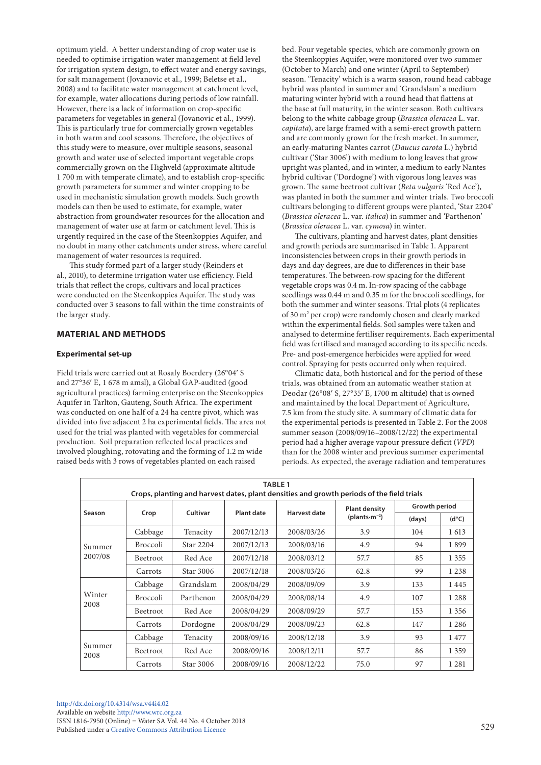optimum yield. A better understanding of crop water use is needed to optimise irrigation water management at field level for irrigation system design, to effect water and energy savings, for salt management (Jovanovic et al., 1999; Beletse et al., 2008) and to facilitate water management at catchment level, for example, water allocations during periods of low rainfall. However, there is a lack of information on crop-specific parameters for vegetables in general (Jovanovic et al., 1999). This is particularly true for commercially grown vegetables in both warm and cool seasons. Therefore, the objectives of this study were to measure, over multiple seasons, seasonal growth and water use of selected important vegetable crops commercially grown on the Highveld (approximate altitude 1 700 m with temperate climate), and to establish crop-specific growth parameters for summer and winter cropping to be used in mechanistic simulation growth models. Such growth models can then be used to estimate, for example, water abstraction from groundwater resources for the allocation and management of water use at farm or catchment level. This is urgently required in the case of the Steenkoppies Aquifer, and no doubt in many other catchments under stress, where careful management of water resources is required.

This study formed part of a larger study (Reinders et al., 2010), to determine irrigation water use efficiency. Field trials that reflect the crops, cultivars and local practices were conducted on the Steenkoppies Aquifer. The study was conducted over 3 seasons to fall within the time constraints of the larger study.

## MATERIAL AND METHODS

### Experimental set-up

Field trials were carried out at Rosaly Boerdery (26°04′ S and 27°36′ E, 1 678 m amsl), a Global GAP-audited (good agricultural practices) farming enterprise on the Steenkoppies Aquifer in Tarlton, Gauteng, South Africa. The experiment was conducted on one half of a 24 ha centre pivot, which was divided into five adjacent 2 ha experimental fields. The area not used for the trial was planted with vegetables for commercial production. Soil preparation reflected local practices and involved ploughing, rotovating and the forming of 1.2 m wide raised beds with 3 rows of vegetables planted on each raised bed. Four vegetable species, which are commonly grown on the Steenkoppies Aquifer, were monitored over two summer (October to March) and one winter (April to September) season. 'Tenacity' which is a warm season, round head cabbage hybrid was planted in summer and 'Grandslam' a medium maturing winter hybrid with a round head that flattens at the base at full maturity, in the winter season. Both cultivars belong to the white cabbage group (*Brassica oleracea* L. var. *capitata*), are large framed with a semi-erect growth pattern and are commonly grown for the fresh market. In summer, an early-maturing Nantes carrot (*Daucus carota* L.) hybrid cultivar ('Star 3006') with medium to long leaves that grow upright was planted, and in winter, a medium to early Nantes hybrid cultivar ('Dordogne') with vigorous long leaves was grown. The same beetroot cultivar (*Beta vulgaris* 'Red Ace'), was planted in both the summer and winter trials. Two broccoli cultivars belonging to different groups were planted, 'Star 2204' (*Brassica oleracea* L. var. *italica*) in summer and 'Parthenon' (*Brassica oleracea* L. var. *cymosa*) in winter.

The cultivars, planting and harvest dates, plant densities and growth periods are summarised in Table 1. Apparent inconsistencies between crops in their growth periods in days and day degrees, are due to differences in their base temperatures. The between-row spacing for the different vegetable crops was 0.4 m. In-row spacing of the cabbage seedlings was 0.44 m and 0.35 m for the broccoli seedlings, for both the summer and winter seasons. Trial plots (4 replicates of 30 m² per crop) were randomly chosen and clearly marked within the experimental fields. Soil samples were taken and analysed to determine fertiliser requirements. Each experimental field was fertilised and managed according to its specific needs. Pre- and post-emergence herbicides were applied for weed control. Spraying for pests occurred only when required.

Climatic data, both historical and for the period of these trials, was obtained from an automatic weather station at Deodar (26°08′ S, 27°35′ E, 1700 m altitude) that is owned and maintained by the local Department of Agriculture, 7.5 km from the study site. A summary of climatic data for the experimental periods is presented in Table 2. For the 2008 summer season (2008/09/16–2008/12/22) the experimental period had a higher average vapour pressure deficit (*VPD*) than for the 2008 winter and previous summer experimental periods. As expected, the average radiation and temperatures

**TABLE 1**
**Crops, planting and harvest dates, plant densities and growth periods of the field trials**

| Season | Crop | Cultivar | Plant date | Harvest date | Plant density (plants·m$^{-2}$) | Growth period (days) | Growth period (d°C) |
|---|---|---|---|---|---|---|---|
| Summer 2007/08 | Cabbage | Tenacity | 2007/12/13 | 2008/03/26 | 3.9 | 104 | 1 613 |
| | Broccoli | Star 2204 | 2007/12/13 | 2008/03/16 | 4.9 | 94 | 1 899 |
| | Beetroot | Red Ace | 2007/12/18 | 2008/03/12 | 57.7 | 85 | 1 355 |
| | Carrots | Star 3006 | 2007/12/18 | 2008/03/26 | 62.8 | 99 | 1 238 |
| Winter 2008 | Cabbage | Grandslam | 2008/04/29 | 2008/09/09 | 3.9 | 133 | 1 445 |
| | Broccoli | Parthenon | 2008/04/29 | 2008/08/14 | 4.9 | 107 | 1 288 |
| | Beetroot | Red Ace | 2008/04/29 | 2008/09/29 | 57.7 | 153 | 1 356 |
| | Carrots | Dordogne | 2008/04/29 | 2008/09/23 | 62.8 | 147 | 1 286 |
| Summer 2008 | Cabbage | Tenacity | 2008/09/16 | 2008/12/18 | 3.9 | 93 | 1 477 |
| | Beetroot | Red Ace | 2008/09/16 | 2008/12/11 | 57.7 | 86 | 1 359 |
| | Carrots | Star 3006 | 2008/09/16 | 2008/12/22 | 75.0 | 97 | 1 281 |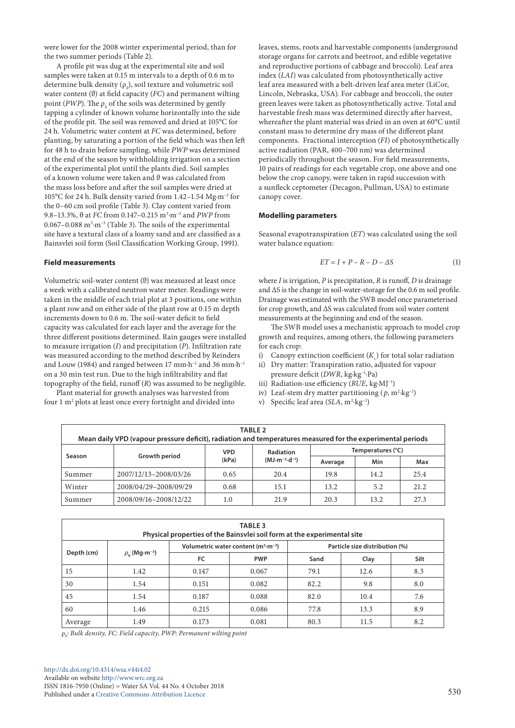were lower for the 2008 winter experimental period, than for the two summer periods (Table 2).

A profile pit was dug at the experimental site and soil samples were taken at 0.15 m intervals to a depth of 0.6 m to determine bulk density ($\rho_b$), soil texture and volumetric soil water content ($\vartheta$) at field capacity (*FC*) and permanent wilting point (*PWP*). The $\rho_b$ of the soils was determined by gently tapping a cylinder of known volume horizontally into the side of the profile pit. The soil was removed and dried at 105°C for 24 h. Volumetric water content at *FC* was determined, before planting, by saturating a portion of the field which was then left for 48 h to drain before sampling, while *PWP* was determined at the end of the season by withholding irrigation on a section of the experimental plot until the plants died. Soil samples of a known volume were taken and $\vartheta$ was calculated from the mass loss before and after the soil samples were dried at 105°C for 24 h. Bulk density varied from 1.42–1.54 $Mg{\cdot}m^{-3}$ for the 0–60 cm soil profile (Table 3). Clay content varied from 9.8–13.3%, $\vartheta$ at *FC* from 0.147–0.215 $m^3{\cdot}m^{-3}$ and *PWP* from 0.067–0.088 $m^3{\cdot}m^{-3}$ (Table 3). The soils of the experimental site have a textural class of a loamy sand and are classified as a Bainsvlei soil form (Soil Classification Working Group, 1991).

### Field measurements

Volumetric soil-water content ($\vartheta$) was measured at least once a week with a calibrated neutron water meter. Readings were taken in the middle of each trial plot at 3 positions, one within a plant row and on either side of the plant row at 0.15 m depth increments down to 0.6 m. The soil-water deficit to field capacity was calculated for each layer and the average for the three different positions determined. Rain gauges were installed to measure irrigation (*I*) and precipitation (*P*). Infiltration rate was measured according to the method described by Reinders and Louw (1984) and ranged between 17 $mm{\cdot}h^{-1}$ and 36 $mm{\cdot}h^{-1}$ on a 30 min test run. Due to the high infiltrability and flat topography of the field, runoff (*R*) was assumed to be negligible.

Plant material for growth analyses was harvested from four 1 $m^2$ plots at least once every fortnight and divided into leaves, stems, roots and harvestable components (underground storage organs for carrots and beetroot, and edible vegetative and reproductive portions of cabbage and broccoli). Leaf area index (*LAI*) was calculated from photosynthetically active leaf area measured with a belt-driven leaf area meter (LiCor, Lincoln, Nebraska, USA). For cabbage and broccoli, the outer green leaves were taken as photosynthetically active. Total and harvestable fresh mass was determined directly after harvest, whereafter the plant material was dried in an oven at 60°C until constant mass to determine dry mass of the different plant components. Fractional interception (*FI*) of photosynthetically active radiation (PAR, 400–700 nm) was determined periodically throughout the season. For field measurements, 10 pairs of readings for each vegetable crop, one above and one below the crop canopy, were taken in rapid succession with a sunfleck ceptometer (Decagon, Pullman, USA) to estimate canopy cover.

### Modelling parameters

Seasonal evapotranspiration (*ET*) was calculated using the soil water balance equation:

$$ET = I + P - R - D - \Delta S \qquad (1)$$

where *I* is irrigation, *P* is precipitation, *R* is runoff, *D* is drainage and $\Delta S$ is the change in soil-water-storage for the 0.6 m soil profile. Drainage was estimated with the SWB model once parameterised for crop growth, and $\Delta S$ was calculated from soil water content measurements at the beginning and end of the season.

The SWB model uses a mechanistic approach to model crop growth and requires, among others, the following parameters for each crop:

i) Canopy extinction coefficient ($K_s$) for total solar radiation
ii) Dry matter: Transpiration ratio, adjusted for vapour pressure deficit (*DWR*, $kg{\cdot}kg^{-1}{\cdot}Pa$)
iii) Radiation-use efficiency (*RUE*, $kg{\cdot}MJ^{-1}$)
iv) Leaf-stem dry matter partitioning ($p$, $m^2{\cdot}kg^{-1}$)
v) Specific leaf area (*SLA*, $m^2{\cdot}kg^{-1}$)

**TABLE 2**
**Mean daily VPD (vapour pressure deficit), radiation and temperatures measured for the experimental periods**

| Season | Growth period | VPD (kPa) | Radiation ($MJ{\cdot}m^{-2}{\cdot}d^{-1}$) | Temperatures (°C) | | |
|---|---|---|---|---|---|---|
| | | | | Average | Min | Max |
| Summer | 2007/12/13–2008/03/26 | 0.65 | 20.4 | 19.8 | 14.2 | 25.4 |
| Winter | 2008/04/29–2008/09/29 | 0.68 | 15.1 | 13.2 | 5.2 | 21.2 |
| Summer | 2008/09/16–2008/12/22 | 1.0 | 21.9 | 20.3 | 13.2 | 27.3 |

**TABLE 3**
**Physical properties of the Bainsvlei soil form at the experimental site**

| Depth (cm) | $\rho_b$ ($Mg{\cdot}m^{-3}$) | Volumetric water content ($m^3{\cdot}m^{-3}$) | | Particle size distribution (%) | | |
|---|---|---|---|---|---|---|
| | | FC | PWP | Sand | Clay | Silt |
| 15 | 1.42 | 0.147 | 0.067 | 79.1 | 12.6 | 8.3 |
| 30 | 1.54 | 0.151 | 0.082 | 82.2 | 9.8 | 8.0 |
| 45 | 1.54 | 0.187 | 0.088 | 82.0 | 10.4 | 7.6 |
| 60 | 1.46 | 0.215 | 0.086 | 77.8 | 13.3 | 8.9 |
| Average | 1.49 | 0.173 | 0.081 | 80.3 | 11.5 | 8.2 |

*$\rho_b$: Bulk density, FC: Field capacity, PWP: Permanent wilting point*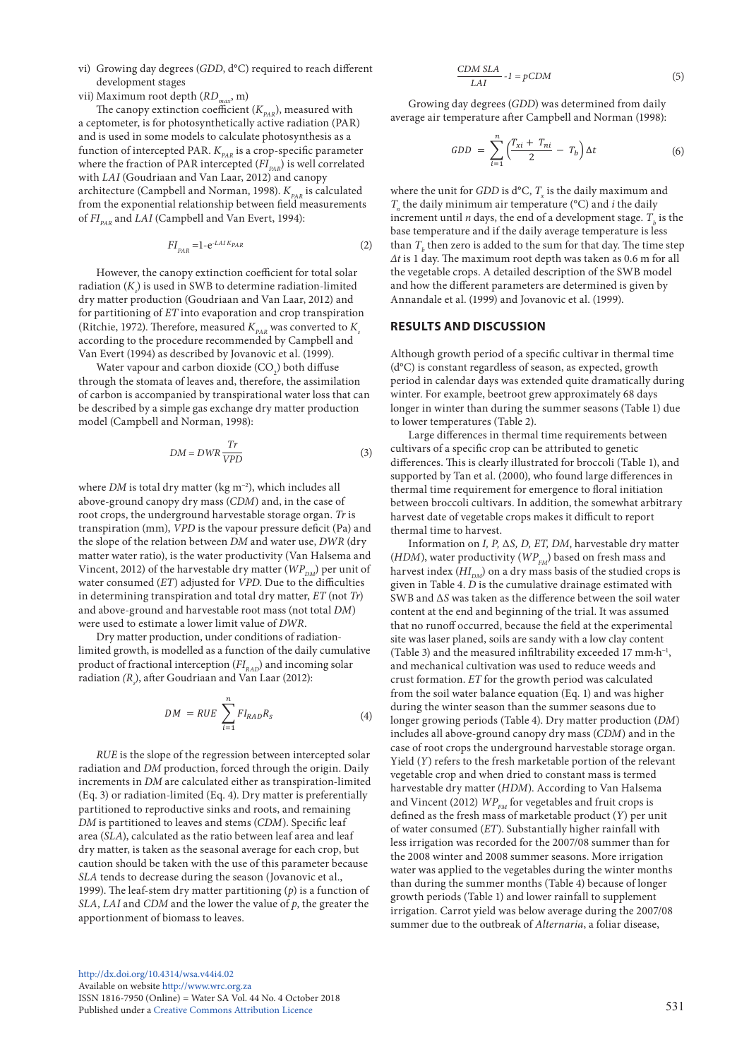vi) Growing day degrees ($GDD$, d°C) required to reach different development stages

vii) Maximum root depth ($RD_{max}$, m)

The canopy extinction coefficient ($K_{PAR}$), measured with a ceptometer, is for photosynthetically active radiation (PAR) and is used in some models to calculate photosynthesis as a function of intercepted PAR. $K_{PAR}$ is a crop-specific parameter where the fraction of PAR intercepted ($FI_{PAR}$) is well correlated with $LAI$ (Goudriaan and Van Laar, 2012) and canopy architecture (Campbell and Norman, 1998). $K_{PAR}$ is calculated from the exponential relationship between field measurements of $FI_{PAR}$ and $LAI$ (Campbell and Van Evert, 1994):

$$FI_{PAR} = 1 - e^{-LAI\,K_{PAR}} \tag{2}$$

However, the canopy extinction coefficient for total solar radiation ($K_s$) is used in SWB to determine radiation-limited dry matter production (Goudriaan and Van Laar, 2012) and for partitioning of $ET$ into evaporation and crop transpiration (Ritchie, 1972). Therefore, measured $K_{PAR}$ was converted to $K_s$ according to the procedure recommended by Campbell and Van Evert (1994) as described by Jovanovic et al. (1999).

Water vapour and carbon dioxide ($CO_2$) both diffuse through the stomata of leaves and, therefore, the assimilation of carbon is accompanied by transpirational water loss that can be described by a simple gas exchange dry matter production model (Campbell and Norman, 1998):

$$DM = DWR\frac{Tr}{VPD} \tag{3}$$

where $DM$ is total dry matter (kg m$^{-2}$), which includes all above-ground canopy dry mass ($CDM$) and, in the case of root crops, the underground harvestable storage organ. $Tr$ is transpiration (mm), $VPD$ is the vapour pressure deficit (Pa) and the slope of the relation between $DM$ and water use, $DWR$ (dry matter water ratio), is the water productivity (Van Halsema and Vincent, 2012) of the harvestable dry matter ($WP_{DM}$) per unit of water consumed ($ET$) adjusted for $VPD$. Due to the difficulties in determining transpiration and total dry matter, $ET$ (not $Tr$) and above-ground and harvestable root mass (not total $DM$) were used to estimate a lower limit value of $DWR$.

Dry matter production, under conditions of radiation-limited growth, is modelled as a function of the daily cumulative product of fractional interception ($FI_{RAD}$) and incoming solar radiation ($R_s$), after Goudriaan and Van Laar (2012):

$$DM = RUE\sum_{i=1}^{n} FI_{RAD}R_s \tag{4}$$

$RUE$ is the slope of the regression between intercepted solar radiation and $DM$ production, forced through the origin. Daily increments in $DM$ are calculated either as transpiration-limited (Eq. 3) or radiation-limited (Eq. 4). Dry matter is preferentially partitioned to reproductive sinks and roots, and remaining $DM$ is partitioned to leaves and stems ($CDM$). Specific leaf area ($SLA$), calculated as the ratio between leaf area and leaf dry matter, is taken as the seasonal average for each crop, but caution should be taken with the use of this parameter because $SLA$ tends to decrease during the season (Jovanovic et al., 1999). The leaf-stem dry matter partitioning ($p$) is a function of $SLA$, $LAI$ and $CDM$ and the lower the value of $p$, the greater the apportionment of biomass to leaves.

$$\frac{CDM\ SLA}{LAI} - 1 = pCDM \tag{5}$$

Growing day degrees ($GDD$) was determined from daily average air temperature after Campbell and Norman (1998):

$$GDD = \sum_{i=1}^{n}\left(\frac{T_{xi} + T_{ni}}{2} - T_b\right)\Delta t \tag{6}$$

where the unit for $GDD$ is d°C, $T_x$ is the daily maximum and $T_n$ the daily minimum air temperature (°C) and $i$ the daily increment until $n$ days, the end of a development stage. $T_b$ is the base temperature and if the daily average temperature is less than $T_b$ then zero is added to the sum for that day. The time step $\Delta t$ is 1 day. The maximum root depth was taken as 0.6 m for all the vegetable crops. A detailed description of the SWB model and how the different parameters are determined is given by Annandale et al. (1999) and Jovanovic et al. (1999).

## RESULTS AND DISCUSSION

Although growth period of a specific cultivar in thermal time (d°C) is constant regardless of season, as expected, growth period in calendar days was extended quite dramatically during winter. For example, beetroot grew approximately 68 days longer in winter than during the summer seasons (Table 1) due to lower temperatures (Table 2).

Large differences in thermal time requirements between cultivars of a specific crop can be attributed to genetic differences. This is clearly illustrated for broccoli (Table 1), and supported by Tan et al. (2000), who found large differences in thermal time requirement for emergence to floral initiation between broccoli cultivars. In addition, the somewhat arbitrary harvest date of vegetable crops makes it difficult to report thermal time to harvest.

Information on $I$, $P$, $\Delta S$, $D$, $ET$, $DM$, harvestable dry matter ($HDM$), water productivity ($WP_{FM}$) based on fresh mass and harvest index ($HI_{DM}$) on a dry mass basis of the studied crops is given in Table 4. $D$ is the cumulative drainage estimated with SWB and $\Delta S$ was taken as the difference between the soil water content at the end and beginning of the trial. It was assumed that no runoff occurred, because the field at the experimental site was laser planed, soils are sandy with a low clay content (Table 3) and the measured infiltrability exceeded 17 mm·h$^{-1}$, and mechanical cultivation was used to reduce weeds and crust formation. $ET$ for the growth period was calculated from the soil water balance equation (Eq. 1) and was higher during the winter season than the summer seasons due to longer growing periods (Table 4). Dry matter production ($DM$) includes all above-ground canopy dry mass ($CDM$) and in the case of root crops the underground harvestable storage organ. Yield ($Y$) refers to the fresh marketable portion of the relevant vegetable crop and when dried to constant mass is termed harvestable dry matter ($HDM$). According to Van Halsema and Vincent (2012) $WP_{FM}$ for vegetables and fruit crops is defined as the fresh mass of marketable product ($Y$) per unit of water consumed ($ET$). Substantially higher rainfall with less irrigation was recorded for the 2007/08 summer than for the 2008 winter and 2008 summer seasons. More irrigation water was applied to the vegetables during the winter months than during the summer months (Table 4) because of longer growth periods (Table 1) and lower rainfall to supplement irrigation. Carrot yield was below average during the 2007/08 summer due to the outbreak of *Alternaria*, a foliar disease,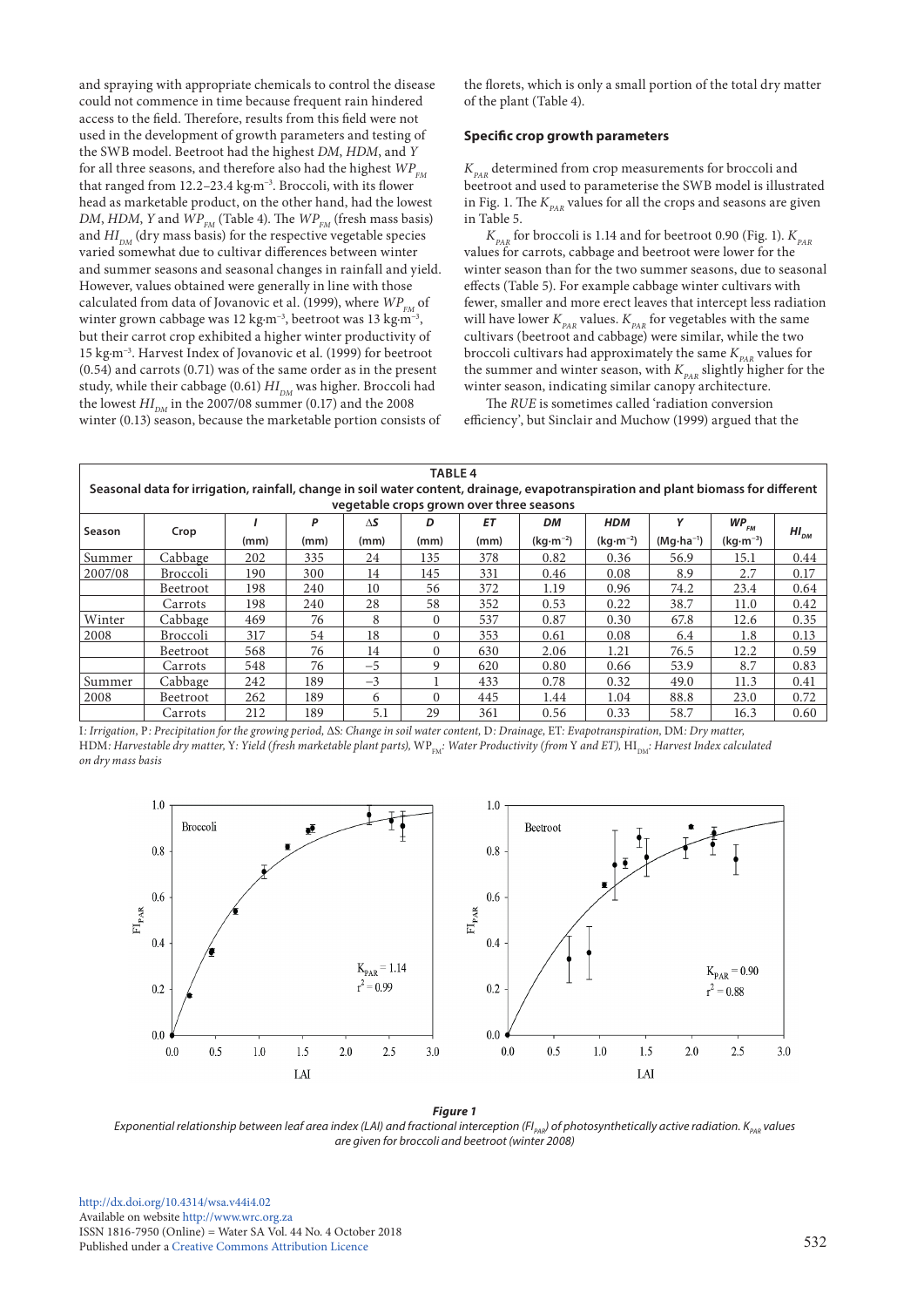and spraying with appropriate chemicals to control the disease could not commence in time because frequent rain hindered access to the field. Therefore, results from this field were not used in the development of growth parameters and testing of the SWB model. Beetroot had the highest *DM*, *HDM*, and *Y* for all three seasons, and therefore also had the highest $WP_{FM}$ that ranged from 12.2–23.4 kg·m$^{-3}$. Broccoli, with its flower head as marketable product, on the other hand, had the lowest *DM*, *HDM*, *Y* and $WP_{FM}$ (Table 4). The $WP_{FM}$ (fresh mass basis) and $HI_{DM}$ (dry mass basis) for the respective vegetable species varied somewhat due to cultivar differences between winter and summer seasons and seasonal changes in rainfall and yield. However, values obtained were generally in line with those calculated from data of Jovanovic et al. (1999), where $WP_{FM}$ of winter grown cabbage was 12 kg·m$^{-3}$, beetroot was 13 kg·m$^{-3}$, but their carrot crop exhibited a higher winter productivity of 15 kg·m$^{-3}$. Harvest Index of Jovanovic et al. (1999) for beetroot (0.54) and carrots (0.71) was of the same order as in the present study, while their cabbage (0.61) $HI_{DM}$ was higher. Broccoli had the lowest $HI_{DM}$ in the 2007/08 summer (0.17) and the 2008 winter (0.13) season, because the marketable portion consists of the florets, which is only a small portion of the total dry matter of the plant (Table 4).

### Specific crop growth parameters

$K_{PAR}$ determined from crop measurements for broccoli and beetroot and used to parameterise the SWB model is illustrated in Fig. 1. The $K_{PAR}$ values for all the crops and seasons are given in Table 5.

$K_{PAR}$ for broccoli is 1.14 and for beetroot 0.90 (Fig. 1). $K_{PAR}$ values for carrots, cabbage and beetroot were lower for the winter season than for the two summer seasons, due to seasonal effects (Table 5). For example cabbage winter cultivars with fewer, smaller and more erect leaves that intercept less radiation will have lower $K_{PAR}$ values. $K_{PAR}$ for vegetables with the same cultivars (beetroot and cabbage) were similar, while the two broccoli cultivars had approximately the same $K_{PAR}$ values for the summer and winter season, with $K_{PAR}$ slightly higher for the winter season, indicating similar canopy architecture.

The *RUE* is sometimes called 'radiation conversion efficiency', but Sinclair and Muchow (1999) argued that the

**TABLE 4**
**Seasonal data for irrigation, rainfall, change in soil water content, drainage, evapotranspiration and plant biomass for different vegetable crops grown over three seasons**

| Season | Crop | *I* (mm) | *P* (mm) | Δ*S* (mm) | *D* (mm) | *ET* (mm) | *DM* (kg·m$^{-2}$) | *HDM* (kg·m$^{-2}$) | *Y* (Mg·ha$^{-1}$) | $WP_{FM}$ (kg·m$^{-3}$) | $HI_{DM}$ |
|---|---|---|---|---|---|---|---|---|---|---|---|
| Summer 2007/08 | Cabbage | 202 | 335 | 24 | 135 | 378 | 0.82 | 0.36 | 56.9 | 15.1 | 0.44 |
| | Broccoli | 190 | 300 | 14 | 145 | 331 | 0.46 | 0.08 | 8.9 | 2.7 | 0.17 |
| | Beetroot | 198 | 240 | 10 | 56 | 372 | 1.19 | 0.96 | 74.2 | 23.4 | 0.64 |
| | Carrots | 198 | 240 | 28 | 58 | 352 | 0.53 | 0.22 | 38.7 | 11.0 | 0.42 |
| Winter 2008 | Cabbage | 469 | 76 | 8 | 0 | 537 | 0.87 | 0.30 | 67.8 | 12.6 | 0.35 |
| | Broccoli | 317 | 54 | 18 | 0 | 353 | 0.61 | 0.08 | 6.4 | 1.8 | 0.13 |
| | Beetroot | 568 | 76 | 14 | 0 | 630 | 2.06 | 1.21 | 76.5 | 12.2 | 0.59 |
| | Carrots | 548 | 76 | −5 | 9 | 620 | 0.80 | 0.66 | 53.9 | 8.7 | 0.83 |
| Summer 2008 | Cabbage | 242 | 189 | −3 | 1 | 433 | 0.78 | 0.32 | 49.0 | 11.3 | 0.41 |
| | Beetroot | 262 | 189 | 6 | 0 | 445 | 1.44 | 1.04 | 88.8 | 23.0 | 0.72 |
| | Carrots | 212 | 189 | 5.1 | 29 | 361 | 0.56 | 0.33 | 58.7 | 16.3 | 0.60 |

*I: Irrigation, P: Precipitation for the growing period, ΔS: Change in soil water content, D: Drainage, ET: Evapotranspiration, DM: Dry matter, HDM: Harvestable dry matter, Y: Yield (fresh marketable plant parts),* $WP_{FM}$*: Water Productivity (from Y and ET),* $HI_{DM}$*: Harvest Index calculated on dry mass basis*

***Figure 1***
*Exponential relationship between leaf area index (LAI) and fractional interception ($FI_{PAR}$) of photosynthetically active radiation. $K_{PAR}$ values are given for broccoli and beetroot (winter 2008)*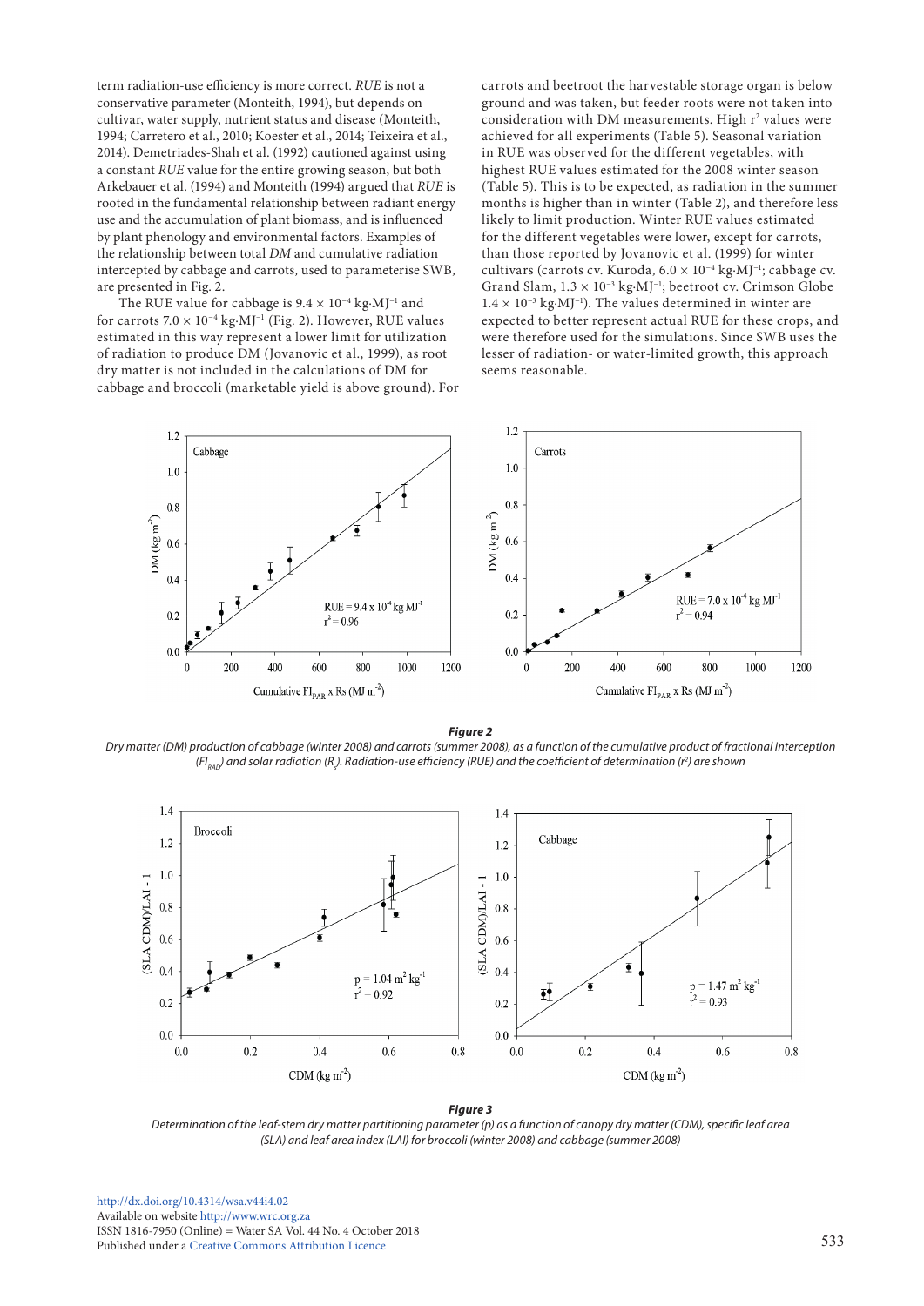term radiation-use efficiency is more correct. *RUE* is not a conservative parameter (Monteith, 1994), but depends on cultivar, water supply, nutrient status and disease (Monteith, 1994; Carretero et al., 2010; Koester et al., 2014; Teixeira et al., 2014). Demetriades-Shah et al. (1992) cautioned against using a constant *RUE* value for the entire growing season, but both Arkebauer et al. (1994) and Monteith (1994) argued that *RUE* is rooted in the fundamental relationship between radiant energy use and the accumulation of plant biomass, and is influenced by plant phenology and environmental factors. Examples of the relationship between total *DM* and cumulative radiation intercepted by cabbage and carrots, used to parameterise SWB, are presented in Fig. 2.

The RUE value for cabbage is $9.4 \times 10^{-4}$ kg·MJ$^{-1}$ and for carrots $7.0 \times 10^{-4}$ kg·MJ$^{-1}$ (Fig. 2). However, RUE values estimated in this way represent a lower limit for utilization of radiation to produce DM (Jovanovic et al., 1999), as root dry matter is not included in the calculations of DM for cabbage and broccoli (marketable yield is above ground). For carrots and beetroot the harvestable storage organ is below ground and was taken, but feeder roots were not taken into consideration with DM measurements. High $r^2$ values were achieved for all experiments (Table 5). Seasonal variation in RUE was observed for the different vegetables, with highest RUE values estimated for the 2008 winter season (Table 5). This is to be expected, as radiation in the summer months is higher than in winter (Table 2), and therefore less likely to limit production. Winter RUE values estimated for the different vegetables were lower, except for carrots, than those reported by Jovanovic et al. (1999) for winter cultivars (carrots cv. Kuroda, $6.0 \times 10^{-4}$ kg·MJ$^{-1}$; cabbage cv. Grand Slam, $1.3 \times 10^{-3}$ kg·MJ$^{-1}$; beetroot cv. Crimson Globe $1.4 \times 10^{-3}$ kg·MJ$^{-1}$). The values determined in winter are expected to better represent actual RUE for these crops, and were therefore used for the simulations. Since SWB uses the lesser of radiation- or water-limited growth, this approach seems reasonable.

***Figure 2***
*Dry matter (DM) production of cabbage (winter 2008) and carrots (summer 2008), as a function of the cumulative product of fractional interception ($FI_{RAD}$) and solar radiation ($R_s$). Radiation-use efficiency (RUE) and the coefficient of determination ($r^2$) are shown*

***Figure 3***
*Determination of the leaf-stem dry matter partitioning parameter (p) as a function of canopy dry matter (CDM), specific leaf area (SLA) and leaf area index (LAI) for broccoli (winter 2008) and cabbage (summer 2008)*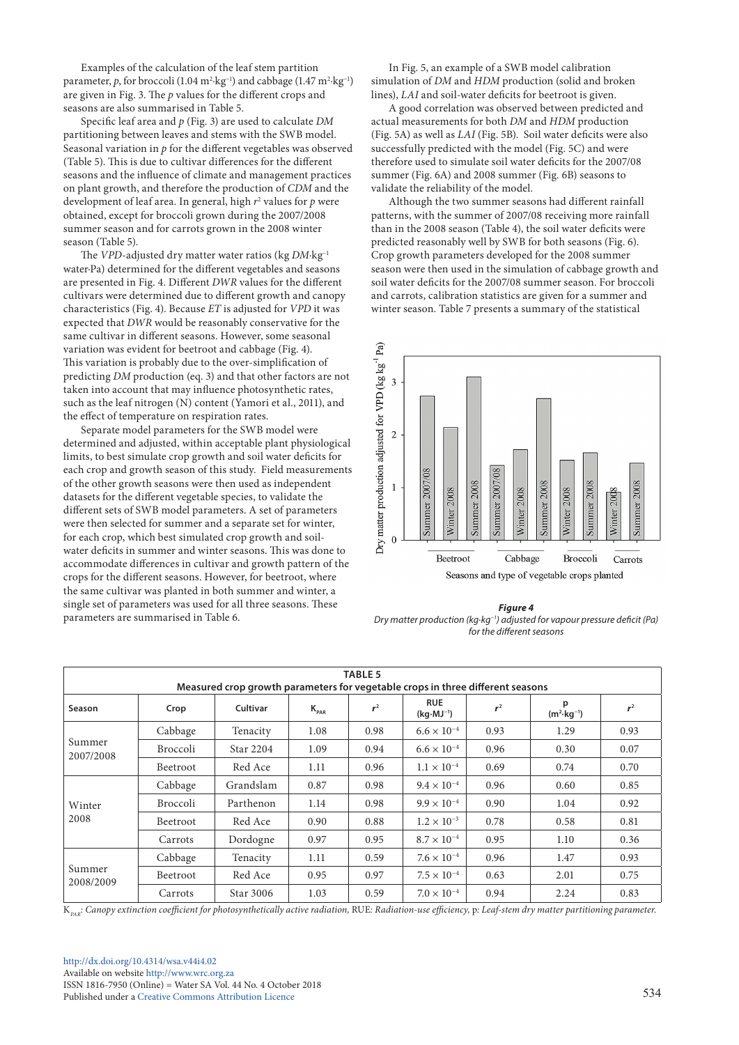Examples of the calculation of the leaf stem partition parameter, *p*, for broccoli (1.04 $m^2 \cdot kg^{-1}$) and cabbage (1.47 $m^2 \cdot kg^{-1}$) are given in Fig. 3. The *p* values for the different crops and seasons are also summarised in Table 5.

Specific leaf area and *p* (Fig. 3) are used to calculate *DM* partitioning between leaves and stems with the SWB model. Seasonal variation in *p* for the different vegetables was observed (Table 5). This is due to cultivar differences for the different seasons and the influence of climate and management practices on plant growth, and therefore the production of *CDM* and the development of leaf area. In general, high $r^2$ values for *p* were obtained, except for broccoli grown during the 2007/2008 summer season and for carrots grown in the 2008 winter season (Table 5).

The *VPD*-adjusted dry matter water ratios (kg $DM \cdot kg^{-1}$ water·Pa) determined for the different vegetables and seasons are presented in Fig. 4. Different *DWR* values for the different cultivars were determined due to different growth and canopy characteristics (Fig. 4). Because *ET* is adjusted for *VPD* it was expected that *DWR* would be reasonably conservative for the same cultivar in different seasons. However, some seasonal variation was evident for beetroot and cabbage (Fig. 4). This variation is probably due to the over-simplification of predicting *DM* production (eq. 3) and that other factors are not taken into account that may influence photosynthetic rates, such as the leaf nitrogen (N) content (Yamori et al., 2011), and the effect of temperature on respiration rates.

Separate model parameters for the SWB model were determined and adjusted, within acceptable plant physiological limits, to best simulate crop growth and soil water deficits for each crop and growth season of this study. Field measurements of the other growth seasons were then used as independent datasets for the different vegetable species, to validate the different sets of SWB model parameters. A set of parameters were then selected for summer and a separate set for winter, for each crop, which best simulated crop growth and soil-water deficits in summer and winter seasons. This was done to accommodate differences in cultivar and growth pattern of the crops for the different seasons. However, for beetroot, where the same cultivar was planted in both summer and winter, a single set of parameters was used for all three seasons. These parameters are summarised in Table 6.

In Fig. 5, an example of a SWB model calibration simulation of *DM* and *HDM* production (solid and broken lines), *LAI* and soil-water deficits for beetroot is given.

A good correlation was observed between predicted and actual measurements for both *DM* and *HDM* production (Fig. 5A) as well as *LAI* (Fig. 5B). Soil water deficits were also successfully predicted with the model (Fig. 5C) and were therefore used to simulate soil water deficits for the 2007/08 summer (Fig. 6A) and 2008 summer (Fig. 6B) seasons to validate the reliability of the model.

Although the two summer seasons had different rainfall patterns, with the summer of 2007/08 receiving more rainfall than in the 2008 season (Table 4), the soil water deficits were predicted reasonably well by SWB for both seasons (Fig. 6). Crop growth parameters developed for the 2008 summer season were then used in the simulation of cabbage growth and soil water deficits for the 2007/08 summer season. For broccoli and carrots, calibration statistics are given for a summer and winter season. Table 7 presents a summary of the statistical

***Figure 4***
*Dry matter production (kg·kg⁻¹) adjusted for vapour pressure deficit (Pa) for the different seasons*

**TABLE 5**
**Measured crop growth parameters for vegetable crops in three different seasons**

| Season | Crop | Cultivar | $K_{PAR}$ | $r^2$ | RUE ($kg \cdot MJ^{-1}$) | $r^2$ | p ($m^2 \cdot kg^{-1}$) | $r^2$ |
|---|---|---|---|---|---|---|---|---|
| Summer 2007/2008 | Cabbage | Tenacity | 1.08 | 0.98 | $6.6 \times 10^{-4}$ | 0.93 | 1.29 | 0.93 |
| | Broccoli | Star 2204 | 1.09 | 0.94 | $6.6 \times 10^{-4}$ | 0.96 | 0.30 | 0.07 |
| | Beetroot | Red Ace | 1.11 | 0.96 | $1.1 \times 10^{-4}$ | 0.69 | 0.74 | 0.70 |
| Winter 2008 | Cabbage | Grandslam | 0.87 | 0.98 | $9.4 \times 10^{-4}$ | 0.96 | 0.60 | 0.85 |
| | Broccoli | Parthenon | 1.14 | 0.98 | $9.9 \times 10^{-4}$ | 0.90 | 1.04 | 0.92 |
| | Beetroot | Red Ace | 0.90 | 0.88 | $1.2 \times 10^{-3}$ | 0.78 | 0.58 | 0.81 |
| | Carrots | Dordogne | 0.97 | 0.95 | $8.7 \times 10^{-4}$ | 0.95 | 1.10 | 0.36 |
| Summer 2008/2009 | Cabbage | Tenacity | 1.11 | 0.59 | $7.6 \times 10^{-4}$ | 0.96 | 1.47 | 0.93 |
| | Beetroot | Red Ace | 0.95 | 0.97 | $7.5 \times 10^{-4}$ | 0.63 | 2.01 | 0.75 |
| | Carrots | Star 3006 | 1.03 | 0.59 | $7.0 \times 10^{-4}$ | 0.94 | 2.24 | 0.83 |

$K_{PAR}$: *Canopy extinction coefficient for photosynthetically active radiation,* RUE*: Radiation-use efficiency,* p*: Leaf-stem dry matter partitioning parameter.*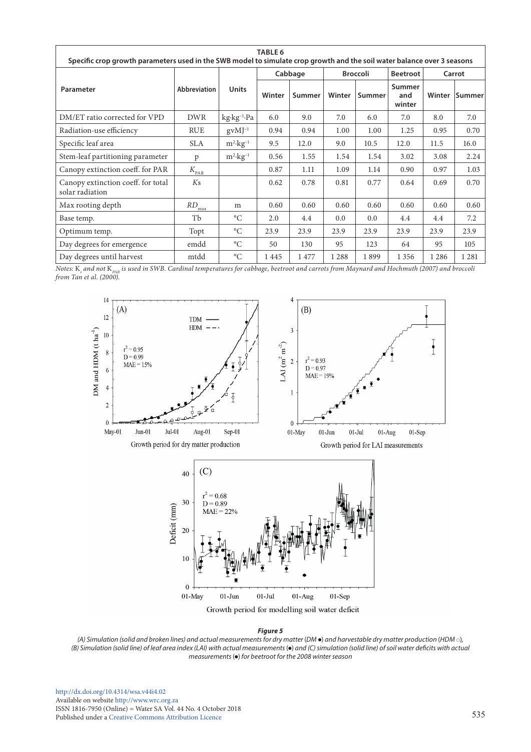**TABLE 6**
**Specific crop growth parameters used in the SWB model to simulate crop growth and the soil water balance over 3 seasons**

| Parameter | Abbreviation | Units | Cabbage | | Broccoli | | Beetroot | Carrot | |
|---|---|---|---|---|---|---|---|---|---|
| | | | Winter | Summer | Winter | Summer | Summer and winter | Winter | Summer |
| DM/ET ratio corrected for VPD | DWR | $kg \cdot kg^{-1} \cdot Pa$ | 6.0 | 9.0 | 7.0 | 6.0 | 7.0 | 8.0 | 7.0 |
| Radiation-use efficiency | RUE | $gvMJ^{-1}$ | 0.94 | 0.94 | 1.00 | 1.00 | 1.25 | 0.95 | 0.70 |
| Specific leaf area | SLA | $m^2 \cdot kg^{-1}$ | 9.5 | 12.0 | 9.0 | 10.5 | 12.0 | 11.5 | 16.0 |
| Stem-leaf partitioning parameter | p | $m^2 \cdot kg^{-1}$ | 0.56 | 1.55 | 1.54 | 1.54 | 3.02 | 3.08 | 2.24 |
| Canopy extinction coeff. for PAR | $K_{PAR}$ | | 0.87 | 1.11 | 1.09 | 1.14 | 0.90 | 0.97 | 1.03 |
| Canopy extinction coeff. for total solar radiation | $Ks$ | | 0.62 | 0.78 | 0.81 | 0.77 | 0.64 | 0.69 | 0.70 |
| Max rooting depth | $RD_{max}$ | m | 0.60 | 0.60 | 0.60 | 0.60 | 0.60 | 0.60 | 0.60 |
| Base temp. | Tb | °C | 2.0 | 4.4 | 0.0 | 0.0 | 4.4 | 4.4 | 7.2 |
| Optimum temp. | Topt | °C | 23.9 | 23.9 | 23.9 | 23.9 | 23.9 | 23.9 | 23.9 |
| Day degrees for emergence | emdd | °C | 50 | 130 | 95 | 123 | 64 | 95 | 105 |
| Day degrees until harvest | mtdd | °C | 1 445 | 1 477 | 1 288 | 1 899 | 1 356 | 1 286 | 1 281 |

*Notes: $K_s$ and not $K_{PAR}$ is used in SWB. Cardinal temperatures for cabbage, beetroot and carrots from Maynard and Hochmuth (2007) and broccoli from Tan et al. (2000).*

***Figure 5***

*(A) Simulation (solid and broken lines) and actual measurements for dry matter (DM ●) and harvestable dry matter production (HDM ○), (B) Simulation (solid line) of leaf area index (LAI) with actual measurements (●) and (C) simulation (solid line) of soil water deficits with actual measurements (●) for beetroot for the 2008 winter season*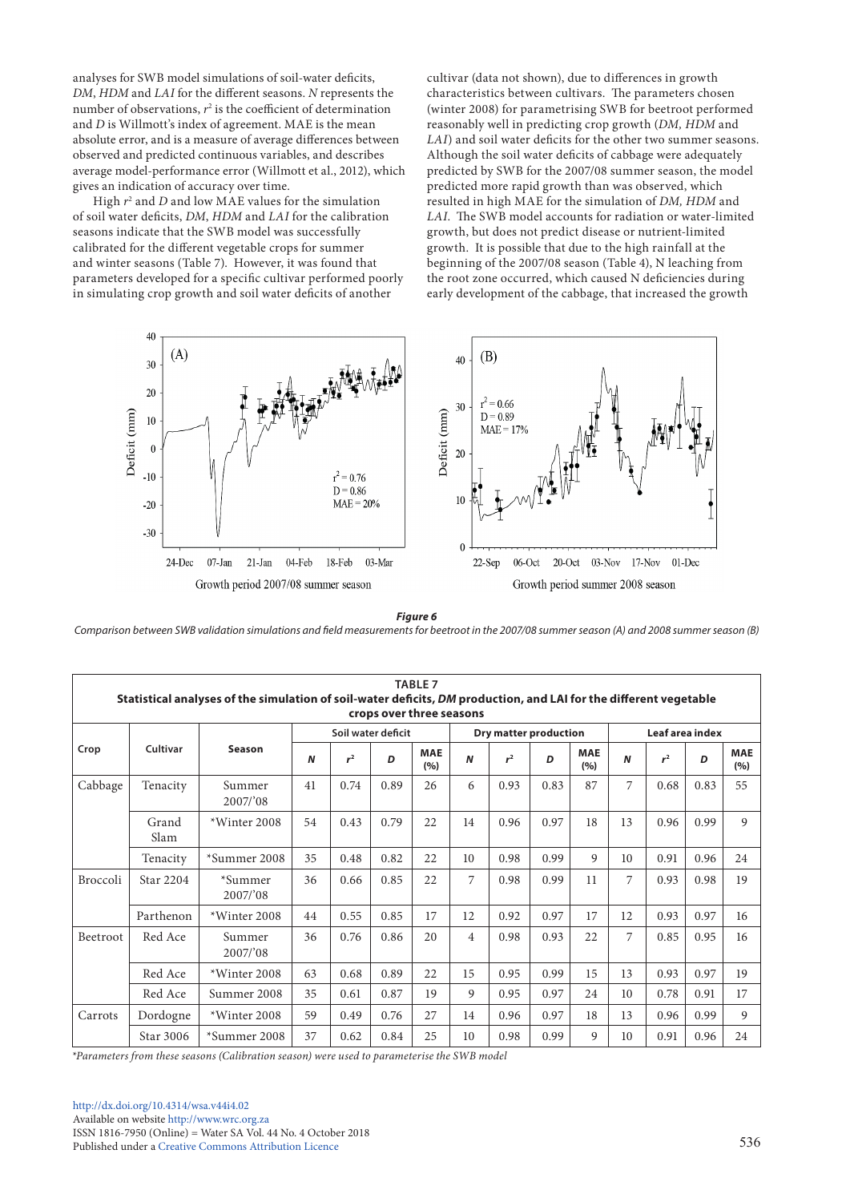analyses for SWB model simulations of soil-water deficits, *DM*, *HDM* and *LAI* for the different seasons. *N* represents the number of observations, $r^2$ is the coefficient of determination and *D* is Willmott's index of agreement. MAE is the mean absolute error, and is a measure of average differences between observed and predicted continuous variables, and describes average model-performance error (Willmott et al., 2012), which gives an indication of accuracy over time.

High $r^2$ and *D* and low MAE values for the simulation of soil water deficits, *DM*, *HDM* and *LAI* for the calibration seasons indicate that the SWB model was successfully calibrated for the different vegetable crops for summer and winter seasons (Table 7). However, it was found that parameters developed for a specific cultivar performed poorly in simulating crop growth and soil water deficits of another cultivar (data not shown), due to differences in growth characteristics between cultivars. The parameters chosen (winter 2008) for parametrising SWB for beetroot performed reasonably well in predicting crop growth (*DM, HDM* and *LAI*) and soil water deficits for the other two summer seasons. Although the soil water deficits of cabbage were adequately predicted by SWB for the 2007/08 summer season, the model predicted more rapid growth than was observed, which resulted in high MAE for the simulation of *DM, HDM* and *LAI*. The SWB model accounts for radiation or water-limited growth, but does not predict disease or nutrient-limited growth. It is possible that due to the high rainfall at the beginning of the 2007/08 season (Table 4), N leaching from the root zone occurred, which caused N deficiencies during early development of the cabbage, that increased the growth

***Figure 6***
*Comparison between SWB validation simulations and field measurements for beetroot in the 2007/08 summer season (A) and 2008 summer season (B)*

**TABLE 7**
**Statistical analyses of the simulation of soil-water deficits, *DM* production, and LAI for the different vegetable crops over three seasons**

| Crop | Cultivar | Season | Soil water deficit | | | | Dry matter production | | | | Leaf area index | | | |
|---|---|---|---|---|---|---|---|---|---|---|---|---|---|---|
| | | | *N* | $r^2$ | *D* | MAE (%) | *N* | $r^2$ | *D* | MAE (%) | *N* | $r^2$ | *D* | MAE (%) |
| Cabbage | Tenacity | Summer 2007/'08 | 41 | 0.74 | 0.89 | 26 | 6 | 0.93 | 0.83 | 87 | 7 | 0.68 | 0.83 | 55 |
| | Grand Slam | *Winter 2008 | 54 | 0.43 | 0.79 | 22 | 14 | 0.96 | 0.97 | 18 | 13 | 0.96 | 0.99 | 9 |
| | Tenacity | *Summer 2008 | 35 | 0.48 | 0.82 | 22 | 10 | 0.98 | 0.99 | 9 | 10 | 0.91 | 0.96 | 24 |
| Broccoli | Star 2204 | *Summer 2007/'08 | 36 | 0.66 | 0.85 | 22 | 7 | 0.98 | 0.99 | 11 | 7 | 0.93 | 0.98 | 19 |
| | Parthenon | *Winter 2008 | 44 | 0.55 | 0.85 | 17 | 12 | 0.92 | 0.97 | 17 | 12 | 0.93 | 0.97 | 16 |
| Beetroot | Red Ace | Summer 2007/'08 | 36 | 0.76 | 0.86 | 20 | 4 | 0.98 | 0.93 | 22 | 7 | 0.85 | 0.95 | 16 |
| | Red Ace | *Winter 2008 | 63 | 0.68 | 0.89 | 22 | 15 | 0.95 | 0.99 | 15 | 13 | 0.93 | 0.97 | 19 |
| | Red Ace | Summer 2008 | 35 | 0.61 | 0.87 | 19 | 9 | 0.95 | 0.97 | 24 | 10 | 0.78 | 0.91 | 17 |
| Carrots | Dordogne | *Winter 2008 | 59 | 0.49 | 0.76 | 27 | 14 | 0.96 | 0.97 | 18 | 13 | 0.96 | 0.99 | 9 |
| | Star 3006 | *Summer 2008 | 37 | 0.62 | 0.84 | 25 | 10 | 0.98 | 0.99 | 9 | 10 | 0.91 | 0.96 | 24 |

*\*Parameters from these seasons (Calibration season) were used to parameterise the SWB model*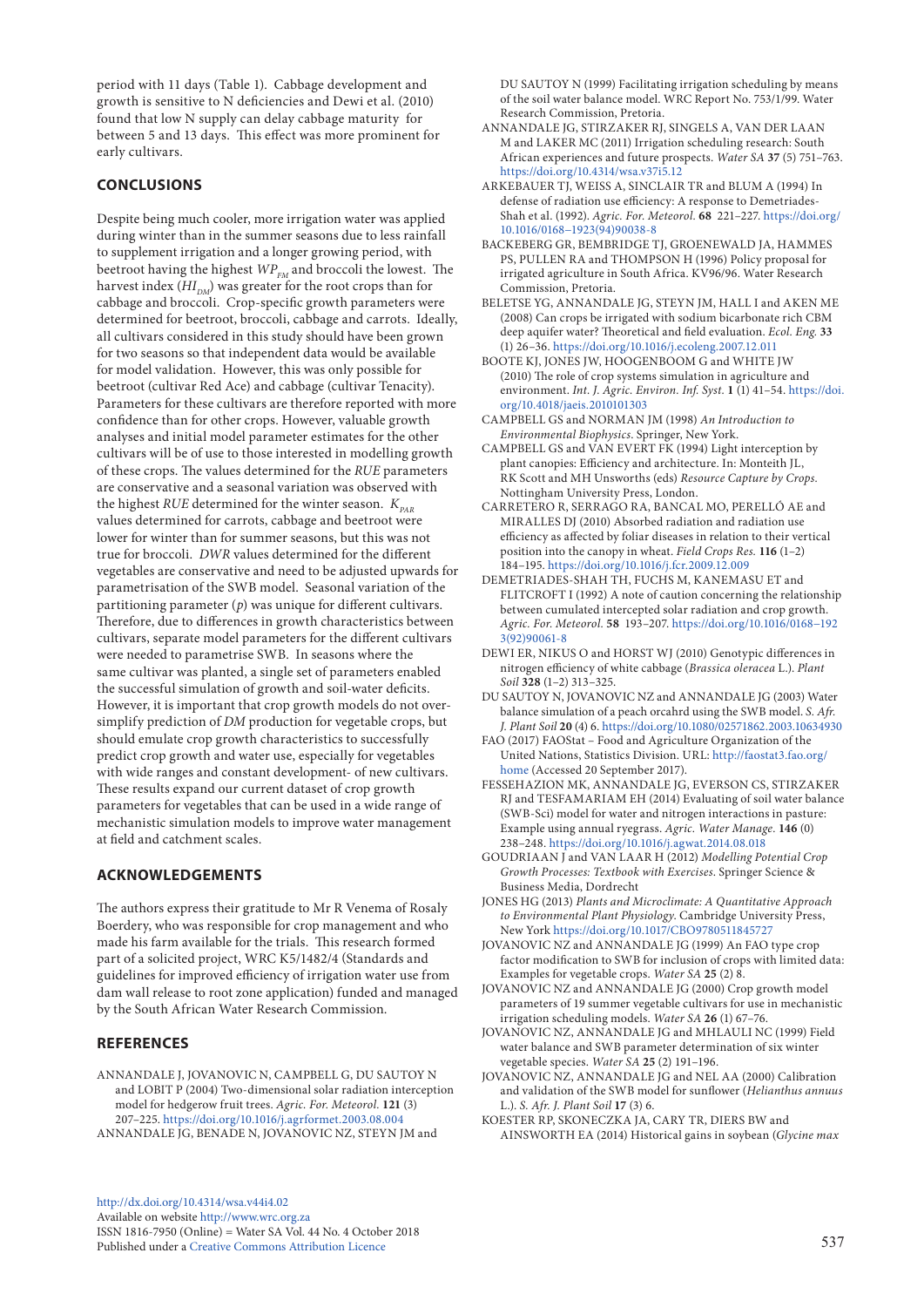period with 11 days (Table 1). Cabbage development and growth is sensitive to N deficiencies and Dewi et al. (2010) found that low N supply can delay cabbage maturity for between 5 and 13 days. This effect was more prominent for early cultivars.

## CONCLUSIONS

Despite being much cooler, more irrigation water was applied during winter than in the summer seasons due to less rainfall to supplement irrigation and a longer growing period, with beetroot having the highest $WP_{FM}$ and broccoli the lowest. The harvest index ($HI_{DM}$) was greater for the root crops than for cabbage and broccoli. Crop-specific growth parameters were determined for beetroot, broccoli, cabbage and carrots. Ideally, all cultivars considered in this study should have been grown for two seasons so that independent data would be available for model validation. However, this was only possible for beetroot (cultivar Red Ace) and cabbage (cultivar Tenacity). Parameters for these cultivars are therefore reported with more confidence than for other crops. However, valuable growth analyses and initial model parameter estimates for the other cultivars will be of use to those interested in modelling growth of these crops. The values determined for the *RUE* parameters are conservative and a seasonal variation was observed with the highest *RUE* determined for the winter season. $K_{PAR}$ values determined for carrots, cabbage and beetroot were lower for winter than for summer seasons, but this was not true for broccoli. *DWR* values determined for the different vegetables are conservative and need to be adjusted upwards for parametrisation of the SWB model. Seasonal variation of the partitioning parameter (*p*) was unique for different cultivars. Therefore, due to differences in growth characteristics between cultivars, separate model parameters for the different cultivars were needed to parametrise SWB. In seasons where the same cultivar was planted, a single set of parameters enabled the successful simulation of growth and soil-water deficits. However, it is important that crop growth models do not over-simplify prediction of *DM* production for vegetable crops, but should emulate crop growth characteristics to successfully predict crop growth and water use, especially for vegetables with wide ranges and constant development- of new cultivars. These results expand our current dataset of crop growth parameters for vegetables that can be used in a wide range of mechanistic simulation models to improve water management at field and catchment scales.

## ACKNOWLEDGEMENTS

The authors express their gratitude to Mr R Venema of Rosaly Boerdery, who was responsible for crop management and who made his farm available for the trials. This research formed part of a solicited project, WRC K5/1482/4 (Standards and guidelines for improved efficiency of irrigation water use from dam wall release to root zone application) funded and managed by the South African Water Research Commission.

## REFERENCES

ANNANDALE J, JOVANOVIC N, CAMPBELL G, DU SAUTOY N and LOBIT P (2004) Two-dimensional solar radiation interception model for hedgerow fruit trees. *Agric. For. Meteorol.* **121** (3) 207–225. https://doi.org/10.1016/j.agrformet.2003.08.004

ANNANDALE JG, BENADE N, JOVANOVIC NZ, STEYN JM and DU SAUTOY N (1999) Facilitating irrigation scheduling by means of the soil water balance model. WRC Report No. 753/1/99. Water Research Commission, Pretoria.

ANNANDALE JG, STIRZAKER RJ, SINGELS A, VAN DER LAAN M and LAKER MC (2011) Irrigation scheduling research: South African experiences and future prospects. *Water SA* **37** (5) 751–763. https://doi.org/10.4314/wsa.v37i5.12

ARKEBAUER TJ, WEISS A, SINCLAIR TR and BLUM A (1994) In defense of radiation use efficiency: A response to Demetriades-Shah et al. (1992). *Agric. For. Meteorol.* **68** 221–227. https://doi.org/10.1016/0168–1923(94)90038-8

BACKEBERG GR, BEMBRIDGE TJ, GROENEWALD JA, HAMMES PS, PULLEN RA and THOMPSON H (1996) Policy proposal for irrigated agriculture in South Africa. KV96/96. Water Research Commission, Pretoria.

BELETSE YG, ANNANDALE JG, STEYN JM, HALL I and AKEN ME (2008) Can crops be irrigated with sodium bicarbonate rich CBM deep aquifer water? Theoretical and field evaluation. *Ecol. Eng.* **33** (1) 26–36. https://doi.org/10.1016/j.ecoleng.2007.12.011

BOOTE KJ, JONES JW, HOOGENBOOM G and WHITE JW (2010) The role of crop systems simulation in agriculture and environment. *Int. J. Agric. Environ. Inf. Syst.* **1** (1) 41–54. https://doi.org/10.4018/jaeis.2010101303

CAMPBELL GS and NORMAN JM (1998) *An Introduction to Environmental Biophysics*. Springer, New York.

CAMPBELL GS and VAN EVERT FK (1994) Light interception by plant canopies: Efficiency and architecture. In: Monteith JL, RK Scott and MH Unsworths (eds) *Resource Capture by Crops*. Nottingham University Press, London.

CARRETERO R, SERRAGO RA, BANCAL MO, PERELLÓ AE and MIRALLES DJ (2010) Absorbed radiation and radiation use efficiency as affected by foliar diseases in relation to their vertical position into the canopy in wheat. *Field Crops Res.* **116** (1–2) 184–195. https://doi.org/10.1016/j.fcr.2009.12.009

DEMETRIADES-SHAH TH, FUCHS M, KANEMASU ET and FLITCROFT I (1992) A note of caution concerning the relationship between cumulated intercepted solar radiation and crop growth. *Agric. For. Meteorol.* **58** 193–207. https://doi.org/10.1016/0168–1923(92)90061-8

DEWI ER, NIKUS O and HORST WJ (2010) Genotypic differences in nitrogen efficiency of white cabbage (*Brassica oleracea* L.). *Plant Soil* **328** (1–2) 313–325.

DU SAUTOY N, JOVANOVIC NZ and ANNANDALE JG (2003) Water balance simulation of a peach orcahrd using the SWB model. *S. Afr. J. Plant Soil* **20** (4) 6. https://doi.org/10.1080/02571862.2003.10634930

FAO (2017) FAOStat – Food and Agriculture Organization of the United Nations, Statistics Division. URL: http://faostat3.fao.org/home (Accessed 20 September 2017).

FESSEHAZION MK, ANNANDALE JG, EVERSON CS, STIRZAKER RJ and TESFAMARIAM EH (2014) Evaluating of soil water balance (SWB-Sci) model for water and nitrogen interactions in pasture: Example using annual ryegrass. *Agric. Water Manage.* **146** (0) 238–248. https://doi.org/10.1016/j.agwat.2014.08.018

GOUDRIAAN J and VAN LAAR H (2012) *Modelling Potential Crop Growth Processes: Textbook with Exercises*. Springer Science & Business Media, Dordrecht

JONES HG (2013) *Plants and Microclimate: A Quantitative Approach to Environmental Plant Physiology*. Cambridge University Press, New York https://doi.org/10.1017/CBO9780511845727

JOVANOVIC NZ and ANNANDALE JG (1999) An FAO type crop factor modification to SWB for inclusion of crops with limited data: Examples for vegetable crops. *Water SA* **25** (2) 8.

JOVANOVIC NZ and ANNANDALE JG (2000) Crop growth model parameters of 19 summer vegetable cultivars for use in mechanistic irrigation scheduling models. *Water SA* **26** (1) 67–76.

JOVANOVIC NZ, ANNANDALE JG and MHLAULI NC (1999) Field water balance and SWB parameter determination of six winter vegetable species. *Water SA* **25** (2) 191–196.

JOVANOVIC NZ, ANNANDALE JG and NEL AA (2000) Calibration and validation of the SWB model for sunflower (*Helianthus annuus* L.). *S. Afr. J. Plant Soil* **17** (3) 6.

KOESTER RP, SKONECZKA JA, CARY TR, DIERS BW and AINSWORTH EA (2014) Historical gains in soybean (*Glycine max*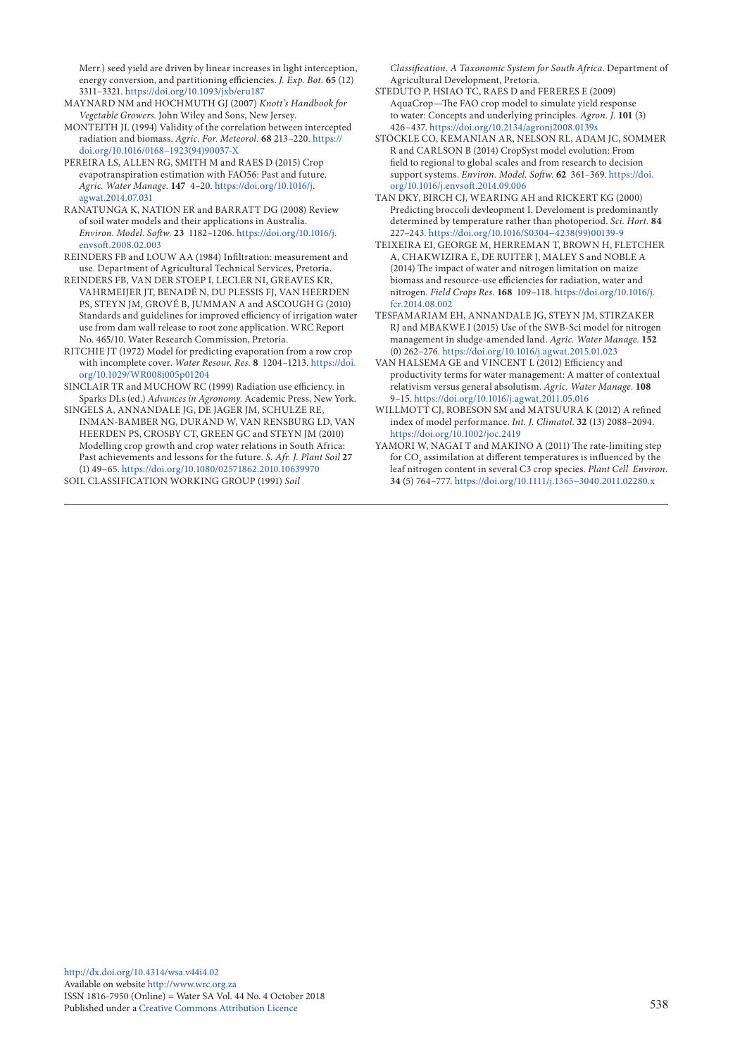Merr.) seed yield are driven by linear increases in light interception, energy conversion, and partitioning efficiencies. *J. Exp. Bot.* **65** (12) 3311–3321. https://doi.org/10.1093/jxb/eru187

MAYNARD NM and HOCHMUTH GJ (2007) *Knott's Handbook for Vegetable Growers*. John Wiley and Sons, New Jersey.

MONTEITH JL (1994) Validity of the correlation between intercepted radiation and biomass. *Agric. For. Meteorol.* **68** 213–220. https://doi.org/10.1016/0168–1923(94)90037-X

PEREIRA LS, ALLEN RG, SMITH M and RAES D (2015) Crop evapotranspiration estimation with FAO56: Past and future. *Agric. Water Manage.* **147** 4–20. https://doi.org/10.1016/j.agwat.2014.07.031

RANATUNGA K, NATION ER and BARRATT DG (2008) Review of soil water models and their applications in Australia. *Environ. Model. Softw.* **23** 1182–1206. https://doi.org/10.1016/j.envsoft.2008.02.003

REINDERS FB and LOUW AA (1984) Infiltration: measurement and use. Department of Agricultural Technical Services, Pretoria.

REINDERS FB, VAN DER STOEP I, LECLER NI, GREAVES KR, VAHRMEIJER JT, BENADÉ N, DU PLESSIS FJ, VAN HEERDEN PS, STEYN JM, GROVÉ B, JUMMAN A and ASCOUGH G (2010) Standards and guidelines for improved efficiency of irrigation water use from dam wall release to root zone application. WRC Report No. 465/10. Water Research Commission, Pretoria.

RITCHIE JT (1972) Model for predicting evaporation from a row crop with incomplete cover. *Water Resour. Res.* **8** 1204–1213. https://doi.org/10.1029/WR008i005p01204

SINCLAIR TR and MUCHOW RC (1999) Radiation use efficiency. in Sparks DLs (ed.) *Advances in Agronomy*. Academic Press, New York.

SINGELS A, ANNANDALE JG, DE JAGER JM, SCHULZE RE, INMAN-BAMBER NG, DURAND W, VAN RENSBURG LD, VAN HEERDEN PS, CROSBY CT, GREEN GC and STEYN JM (2010) Modelling crop growth and crop water relations in South Africa: Past achievements and lessons for the future. *S. Afr. J. Plant Soil* **27** (1) 49–65. https://doi.org/10.1080/02571862.2010.10639970

SOIL CLASSIFICATION WORKING GROUP (1991) *Soil Classification. A Taxonomic System for South Africa*. Department of Agricultural Development, Pretoria.

STEDUTO P, HSIAO TC, RAES D and FERERES E (2009) AquaCrop—The FAO crop model to simulate yield response to water: Concepts and underlying principles. *Agron. J.* **101** (3) 426–437. https://doi.org/10.2134/agronj2008.0139s

STÖCKLE CO, KEMANIAN AR, NELSON RL, ADAM JC, SOMMER R and CARLSON B (2014) CropSyst model evolution: From field to regional to global scales and from research to decision support systems. *Environ. Model. Softw.* **62** 361–369. https://doi.org/10.1016/j.envsoft.2014.09.006

TAN DKY, BIRCH CJ, WEARING AH and RICKERT KG (2000) Predicting broccoli devleopment I. Develoment is predominantly determined by temperature rather than photoperiod. *Sci. Hort.* **84** 227–243. https://doi.org/10.1016/S0304–4238(99)00139-9

TEIXEIRA EI, GEORGE M, HERREMAN T, BROWN H, FLETCHER A, CHAKWIZIRA E, DE RUITER J, MALEY S and NOBLE A (2014) The impact of water and nitrogen limitation on maize biomass and resource-use efficiencies for radiation, water and nitrogen. *Field Crops Res.* **168** 109–118. https://doi.org/10.1016/j.fcr.2014.08.002

TESFAMARIAM EH, ANNANDALE JG, STEYN JM, STIRZAKER RJ and MBAKWE I (2015) Use of the SWB-Sci model for nitrogen management in sludge-amended land. *Agric. Water Manage.* **152** (0) 262–276. https://doi.org/10.1016/j.agwat.2015.01.023

VAN HALSEMA GE and VINCENT L (2012) Efficiency and productivity terms for water management: A matter of contextual relativism versus general absolutism. *Agric. Water Manage.* **108** 9–15. https://doi.org/10.1016/j.agwat.2011.05.016

WILLMOTT CJ, ROBESON SM and MATSUURA K (2012) A refined index of model performance. *Int. J. Climatol.* **32** (13) 2088–2094. https://doi.org/10.1002/joc.2419

YAMORI W, NAGAI T and MAKINO A (2011) The rate-limiting step for $CO_2$ assimilation at different temperatures is influenced by the leaf nitrogen content in several C3 crop species. *Plant Cell Environ.* **34** (5) 764–777. https://doi.org/10.1111/j.1365–3040.2011.02280.x